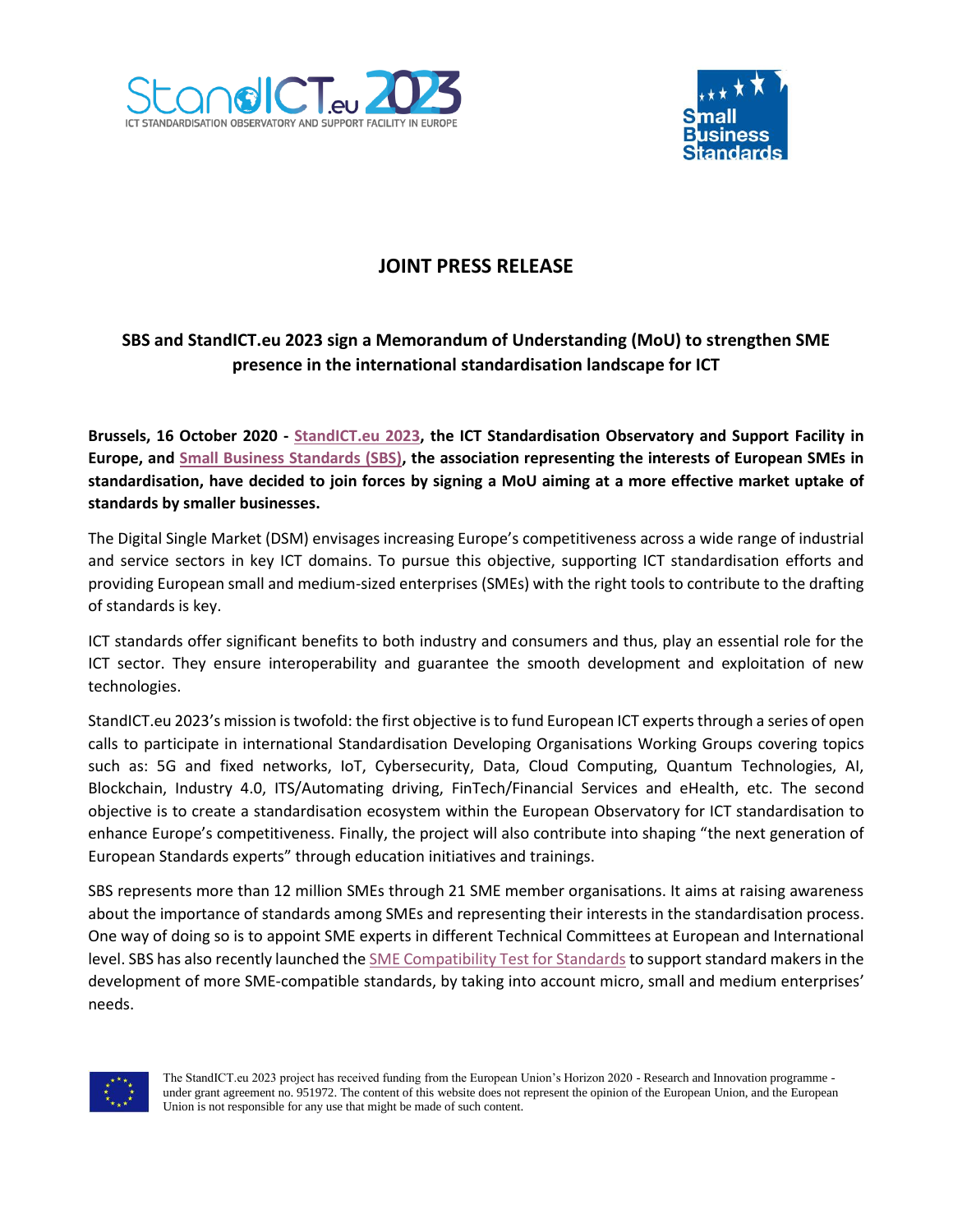# JOINT PRESS RELEASE

## SBS and StandICT.eu 2023 sign a Memorandum of Understanding (MoU) to strengthen SME presence in the international standardisation landscape for ICT

**Brussels, 16 October 2020 - StandICT.eu 2023, the ICT Standardisation Observatory and Support Facility in Europe, and Small Business Standards (SBS), the association representing the interests of European SMEs in standardisation, have decided to join forces by signing a MoU aiming at a more effective market uptake of standards by smaller businesses.**

The Digital Single Market (DSM) envisages increasing Europe's competitiveness across a wide range of industrial and service sectors in key ICT domains. To pursue this objective, supporting ICT standardisation efforts and providing European small and medium-sized enterprises (SMEs) with the right tools to contribute to the drafting of standards is key.

ICT standards offer significant benefits to both industry and consumers and thus, play an essential role for the ICT sector. They ensure interoperability and guarantee the smooth development and exploitation of new technologies.

StandICT.eu 2023's mission is twofold: the first objective is to fund European ICT experts through a series of open calls to participate in international Standardisation Developing Organisations Working Groups covering topics such as: 5G and fixed networks, IoT, Cybersecurity, Data, Cloud Computing, Quantum Technologies, AI, Blockchain, Industry 4.0, ITS/Automating driving, FinTech/Financial Services and eHealth, etc. The second objective is to create a standardisation ecosystem within the European Observatory for ICT standardisation to enhance Europe's competitiveness. Finally, the project will also contribute into shaping "the next generation of European Standards experts" through education initiatives and trainings.

SBS represents more than 12 million SMEs through 21 SME member organisations. It aims at raising awareness about the importance of standards among SMEs and representing their interests in the standardisation process. One way of doing so is to appoint SME experts in different Technical Committees at European and International level. SBS has also recently launched the SME Compatibility Test for Standards to support standard makers in the development of more SME-compatible standards, by taking into account micro, small and medium enterprises' needs.

The StandICT.eu 2023 project has received funding from the European Union's Horizon 2020 - Research and Innovation programme - under grant agreement no. 951972. The content of this website does not represent the opinion of the European Union, and the European Union is not responsible for any use that might be made of such content.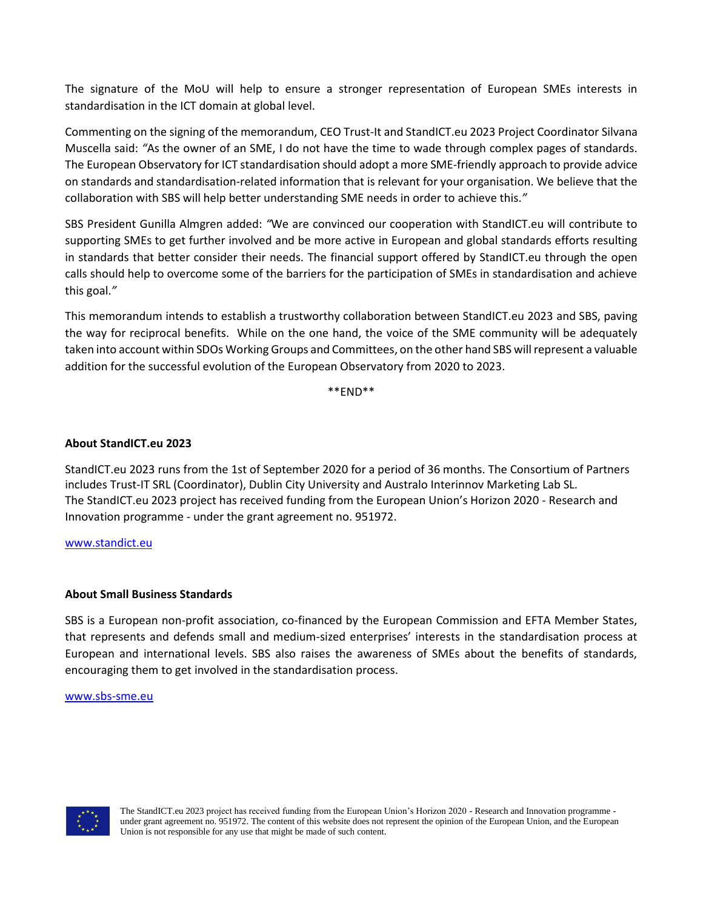The signature of the MoU will help to ensure a stronger representation of European SMEs interests in standardisation in the ICT domain at global level.

Commenting on the signing of the memorandum, CEO Trust-It and StandICT.eu 2023 Project Coordinator Silvana Muscella said: *"As the owner of an SME, I do not have the time to wade through complex pages of standards. The European Observatory for ICT standardisation should adopt a more SME-friendly approach to provide advice on standards and standardisation-related information that is relevant for your organisation. We believe that the collaboration with SBS will help better understanding SME needs in order to achieve this."*

SBS President Gunilla Almgren added: *"We are convinced our cooperation with StandICT.eu will contribute to supporting SMEs to get further involved and be more active in European and global standards efforts resulting in standards that better consider their needs. The financial support offered by StandICT.eu through the open calls should help to overcome some of the barriers for the participation of SMEs in standardisation and achieve this goal."*

This memorandum intends to establish a trustworthy collaboration between StandICT.eu 2023 and SBS, paving the way for reciprocal benefits. While on the one hand, the voice of the SME community will be adequately taken into account within SDOs Working Groups and Committees, on the other hand SBS will represent a valuable addition for the successful evolution of the European Observatory from 2020 to 2023.

**END**

**About StandICT.eu 2023**

StandICT.eu 2023 runs from the 1st of September 2020 for a period of 36 months. The Consortium of Partners includes Trust-IT SRL (Coordinator), Dublin City University and Australo Interinnov Marketing Lab SL.
The StandICT.eu 2023 project has received funding from the European Union's Horizon 2020 - Research and Innovation programme - under the grant agreement no. 951972.

www.standict.eu

**About Small Business Standards**

SBS is a European non-profit association, co-financed by the European Commission and EFTA Member States, that represents and defends small and medium-sized enterprises' interests in the standardisation process at European and international levels. SBS also raises the awareness of SMEs about the benefits of standards, encouraging them to get involved in the standardisation process.

www.sbs-sme.eu

The StandICT.eu 2023 project has received funding from the European Union's Horizon 2020 - Research and Innovation programme - under grant agreement no. 951972. The content of this website does not represent the opinion of the European Union, and the European Union is not responsible for any use that might be made of such content.